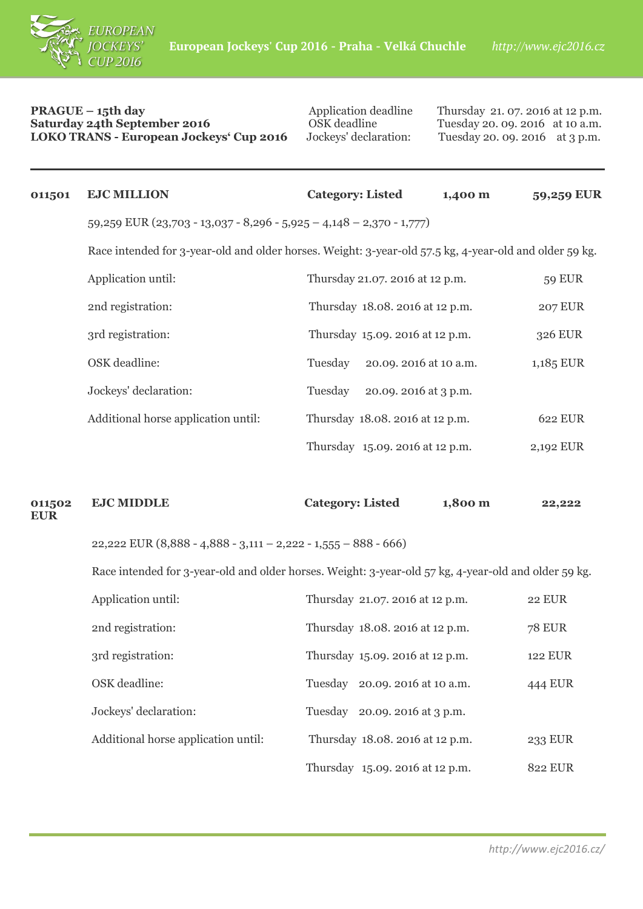**PRAGUE – 15th day**
**Saturday 24th September 2016**
**LOKO TRANS - European Jockeys‘ Cup 2016**

| | |
|---|---|
| Application deadline | Thursday 21. 07. 2016 at 12 p.m. |
| OSK deadline | Tuesday 20. 09. 2016 at 10 a.m. |
| Jockeys' declaration: | Tuesday 20. 09. 2016 at 3 p.m. |

---

## 011501 EJC MILLION — Category: Listed — 1,400 m — 59,259 EUR

59,259 EUR (23,703 - 13,037 - 8,296 - 5,925 – 4,148 – 2,370 - 1,777)

Race intended for 3-year-old and older horses. Weight: 3-year-old 57.5 kg, 4-year-old and older 59 kg.

| | | |
|---|---|---|
| Application until: | Thursday 21.07. 2016 at 12 p.m. | 59 EUR |
| 2nd registration: | Thursday 18.08. 2016 at 12 p.m. | 207 EUR |
| 3rd registration: | Thursday 15.09. 2016 at 12 p.m. | 326 EUR |
| OSK deadline: | Tuesday 20.09. 2016 at 10 a.m. | 1,185 EUR |
| Jockeys' declaration: | Tuesday 20.09. 2016 at 3 p.m. | |
| Additional horse application until: | Thursday 18.08. 2016 at 12 p.m. | 622 EUR |
| | Thursday 15.09. 2016 at 12 p.m. | 2,192 EUR |

## 011502 EJC MIDDLE — Category: Listed — 1,800 m — 22,222 EUR

22,222 EUR (8,888 - 4,888 - 3,111 – 2,222 - 1,555 – 888 - 666)

Race intended for 3-year-old and older horses. Weight: 3-year-old 57 kg, 4-year-old and older 59 kg.

| | | |
|---|---|---|
| Application until: | Thursday 21.07. 2016 at 12 p.m. | 22 EUR |
| 2nd registration: | Thursday 18.08. 2016 at 12 p.m. | 78 EUR |
| 3rd registration: | Thursday 15.09. 2016 at 12 p.m. | 122 EUR |
| OSK deadline: | Tuesday 20.09. 2016 at 10 a.m. | 444 EUR |
| Jockeys' declaration: | Tuesday 20.09. 2016 at 3 p.m. | |
| Additional horse application until: | Thursday 18.08. 2016 at 12 p.m. | 233 EUR |
| | Thursday 15.09. 2016 at 12 p.m. | 822 EUR |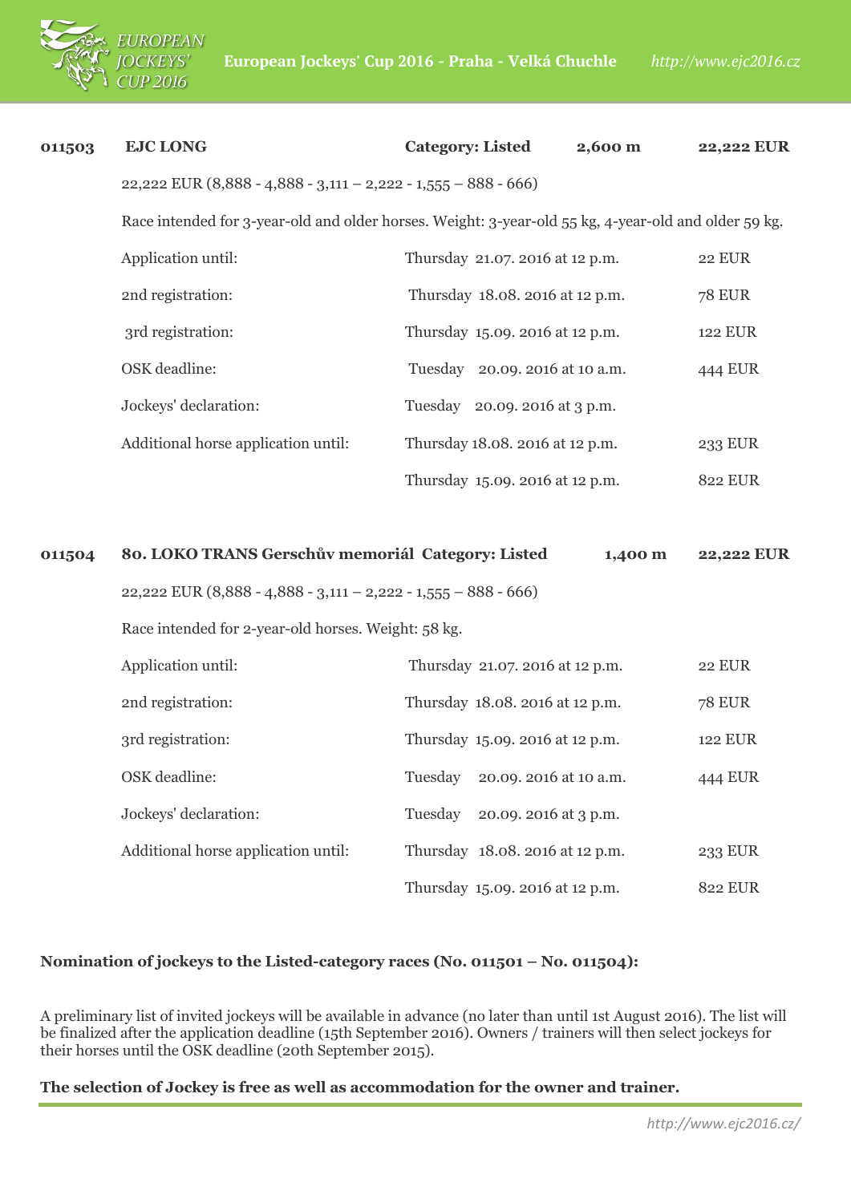**011503** **EJC LONG** **Category: Listed** **2,600 m** **22,222 EUR**

22,222 EUR (8,888 - 4,888 - 3,111 – 2,222 - 1,555 – 888 - 666)

Race intended for 3-year-old and older horses. Weight: 3-year-old 55 kg, 4-year-old and older 59 kg.

| | | |
|---|---|---|
| Application until: | Thursday 21.07. 2016 at 12 p.m. | 22 EUR |
| 2nd registration: | Thursday 18.08. 2016 at 12 p.m. | 78 EUR |
| 3rd registration: | Thursday 15.09. 2016 at 12 p.m. | 122 EUR |
| OSK deadline: | Tuesday 20.09. 2016 at 10 a.m. | 444 EUR |
| Jockeys' declaration: | Tuesday 20.09. 2016 at 3 p.m. | |
| Additional horse application until: | Thursday 18.08. 2016 at 12 p.m. | 233 EUR |
| | Thursday 15.09. 2016 at 12 p.m. | 822 EUR |

**011504** **80. LOKO TRANS Gerschův memoriál** **Category: Listed** **1,400 m** **22,222 EUR**

22,222 EUR (8,888 - 4,888 - 3,111 – 2,222 - 1,555 – 888 - 666)

Race intended for 2-year-old horses. Weight: 58 kg.

| | | |
|---|---|---|
| Application until: | Thursday 21.07. 2016 at 12 p.m. | 22 EUR |
| 2nd registration: | Thursday 18.08. 2016 at 12 p.m. | 78 EUR |
| 3rd registration: | Thursday 15.09. 2016 at 12 p.m. | 122 EUR |
| OSK deadline: | Tuesday 20.09. 2016 at 10 a.m. | 444 EUR |
| Jockeys' declaration: | Tuesday 20.09. 2016 at 3 p.m. | |
| Additional horse application until: | Thursday 18.08. 2016 at 12 p.m. | 233 EUR |
| | Thursday 15.09. 2016 at 12 p.m. | 822 EUR |

**Nomination of jockeys to the Listed-category races (No. 011501 – No. 011504):**

A preliminary list of invited jockeys will be available in advance (no later than until 1st August 2016). The list will be finalized after the application deadline (15th September 2016). Owners / trainers will then select jockeys for their horses until the OSK deadline (20th September 2015).

**The selection of Jockey is free as well as accommodation for the owner and trainer.**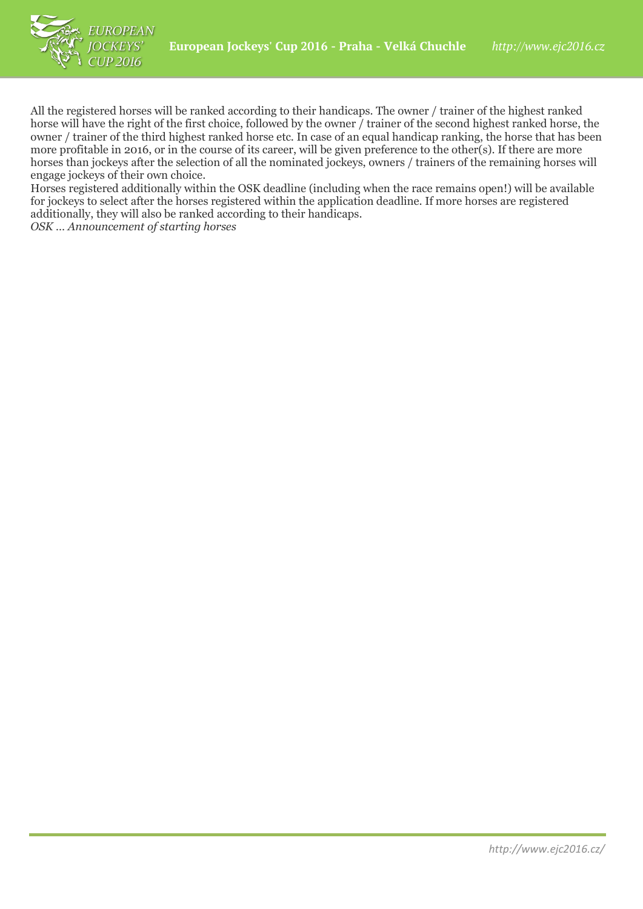All the registered horses will be ranked according to their handicaps. The owner / trainer of the highest ranked horse will have the right of the first choice, followed by the owner / trainer of the second highest ranked horse, the owner / trainer of the third highest ranked horse etc. In case of an equal handicap ranking, the horse that has been more profitable in 2016, or in the course of its career, will be given preference to the other(s). If there are more horses than jockeys after the selection of all the nominated jockeys, owners / trainers of the remaining horses will engage jockeys of their own choice.
Horses registered additionally within the OSK deadline (including when the race remains open!) will be available for jockeys to select after the horses registered within the application deadline. If more horses are registered additionally, they will also be ranked according to their handicaps.
*OSK ... Announcement of starting horses*